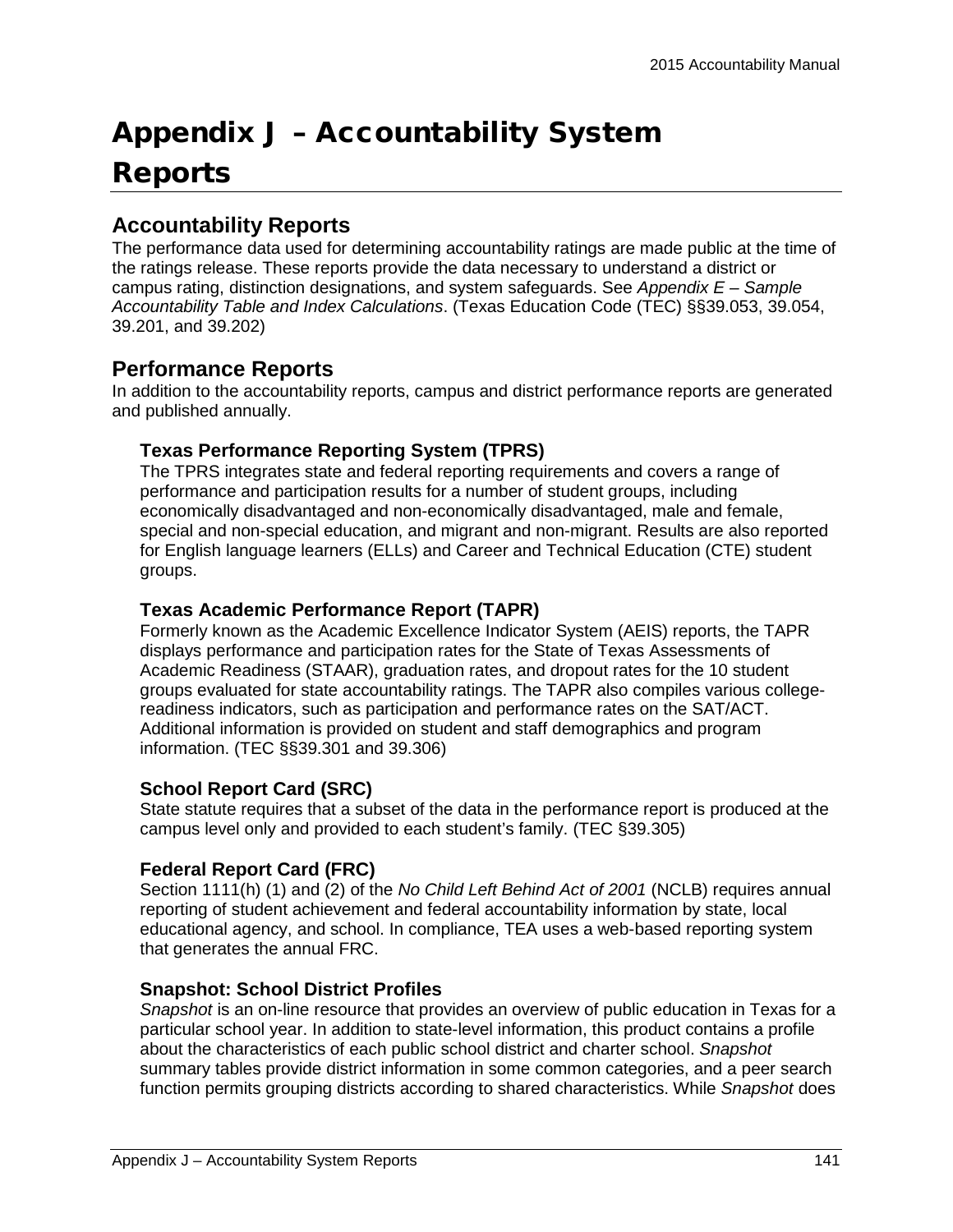# Appendix J – Accountability System Reports

## Accountability Reports

The performance data used for determining accountability ratings are made public at the time of the ratings release. These reports provide the data necessary to understand a district or campus rating, distinction designations, and system safeguards. See *Appendix E – Sample Accountability Table and Index Calculations*. (Texas Education Code (TEC) §§39.053, 39.054, 39.201, and 39.202)

## Performance Reports

In addition to the accountability reports, campus and district performance reports are generated and published annually.

### Texas Performance Reporting System (TPRS)

The TPRS integrates state and federal reporting requirements and covers a range of performance and participation results for a number of student groups, including economically disadvantaged and non-economically disadvantaged, male and female, special and non-special education, and migrant and non-migrant. Results are also reported for English language learners (ELLs) and Career and Technical Education (CTE) student groups.

### Texas Academic Performance Report (TAPR)

Formerly known as the Academic Excellence Indicator System (AEIS) reports, the TAPR displays performance and participation rates for the State of Texas Assessments of Academic Readiness (STAAR), graduation rates, and dropout rates for the 10 student groups evaluated for state accountability ratings. The TAPR also compiles various college-readiness indicators, such as participation and performance rates on the SAT/ACT. Additional information is provided on student and staff demographics and program information. (TEC §§39.301 and 39.306)

### School Report Card (SRC)

State statute requires that a subset of the data in the performance report is produced at the campus level only and provided to each student's family. (TEC §39.305)

### Federal Report Card (FRC)

Section 1111(h) (1) and (2) of the *No Child Left Behind Act of 2001* (NCLB) requires annual reporting of student achievement and federal accountability information by state, local educational agency, and school. In compliance, TEA uses a web-based reporting system that generates the annual FRC.

### Snapshot: School District Profiles

*Snapshot* is an on-line resource that provides an overview of public education in Texas for a particular school year. In addition to state-level information, this product contains a profile about the characteristics of each public school district and charter school. *Snapshot* summary tables provide district information in some common categories, and a peer search function permits grouping districts according to shared characteristics. While *Snapshot* does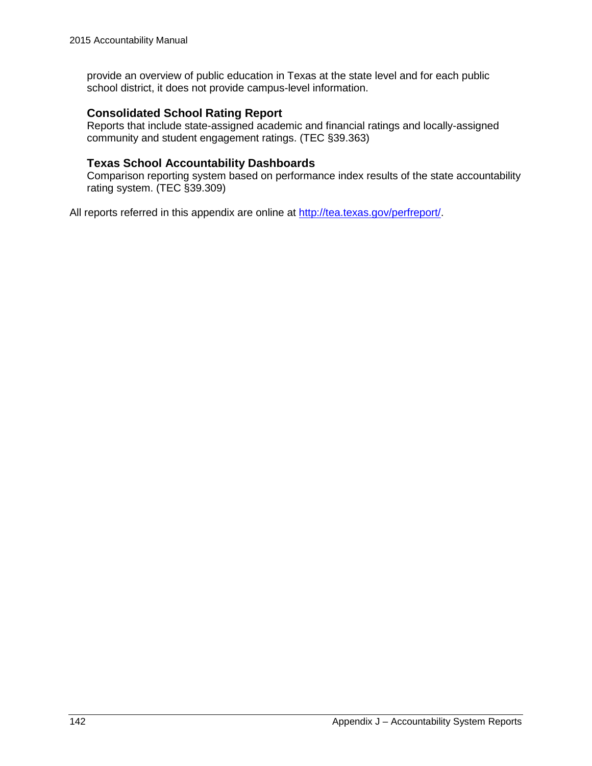provide an overview of public education in Texas at the state level and for each public school district, it does not provide campus-level information.

### Consolidated School Rating Report

Reports that include state-assigned academic and financial ratings and locally-assigned community and student engagement ratings. (TEC §39.363)

### Texas School Accountability Dashboards

Comparison reporting system based on performance index results of the state accountability rating system. (TEC §39.309)

All reports referred in this appendix are online at http://tea.texas.gov/perfreport/.